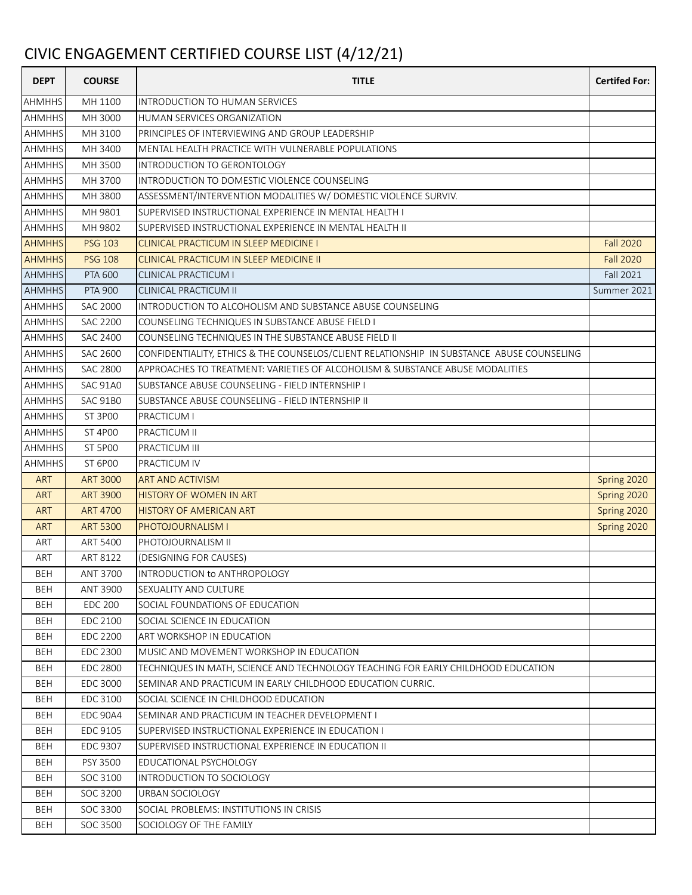# CIVIC ENGAGEMENT CERTIFIED COURSE LIST (4/12/21)

| DEPT | COURSE | TITLE | Certifed For: |
|---|---|---|---|
| AHMHHS | MH 1100 | INTRODUCTION TO HUMAN SERVICES | |
| AHMHHS | MH 3000 | HUMAN SERVICES ORGANIZATION | |
| AHMHHS | MH 3100 | PRINCIPLES OF INTERVIEWING AND GROUP LEADERSHIP | |
| AHMHHS | MH 3400 | MENTAL HEALTH PRACTICE WITH VULNERABLE POPULATIONS | |
| AHMHHS | MH 3500 | INTRODUCTION TO GERONTOLOGY | |
| AHMHHS | MH 3700 | INTRODUCTION TO DOMESTIC VIOLENCE COUNSELING | |
| AHMHHS | MH 3800 | ASSESSMENT/INTERVENTION MODALITIES W/ DOMESTIC VIOLENCE SURVIV. | |
| AHMHHS | MH 9801 | SUPERVISED INSTRUCTIONAL EXPERIENCE IN MENTAL HEALTH I | |
| AHMHHS | MH 9802 | SUPERVISED INSTRUCTIONAL EXPERIENCE IN MENTAL HEALTH II | |
| AHMHHS | PSG 103 | CLINICAL PRACTICUM IN SLEEP MEDICINE I | Fall 2020 |
| AHMHHS | PSG 108 | CLINICAL PRACTICUM IN SLEEP MEDICINE II | Fall 2020 |
| AHMHHS | PTA 600 | CLINICAL PRACTICUM I | Fall 2021 |
| AHMHHS | PTA 900 | CLINICAL PRACTICUM II | Summer 2021 |
| AHMHHS | SAC 2000 | INTRODUCTION TO ALCOHOLISM AND SUBSTANCE ABUSE COUNSELING | |
| AHMHHS | SAC 2200 | COUNSELING TECHNIQUES IN SUBSTANCE ABUSE FIELD I | |
| AHMHHS | SAC 2400 | COUNSELING TECHNIQUES IN THE SUBSTANCE ABUSE FIELD II | |
| AHMHHS | SAC 2600 | CONFIDENTIALITY, ETHICS & THE COUNSELOS/CLIENT RELATIONSHIP IN SUBSTANCE ABUSE COUNSELING | |
| AHMHHS | SAC 2800 | APPROACHES TO TREATMENT: VARIETIES OF ALCOHOLISM & SUBSTANCE ABUSE MODALITIES | |
| AHMHHS | SAC 91A0 | SUBSTANCE ABUSE COUNSELING - FIELD INTERNSHIP I | |
| AHMHHS | SAC 91B0 | SUBSTANCE ABUSE COUNSELING - FIELD INTERNSHIP II | |
| AHMHHS | ST 3P00 | PRACTICUM I | |
| AHMHHS | ST 4P00 | PRACTICUM II | |
| AHMHHS | ST 5P00 | PRACTICUM III | |
| AHMHHS | ST 6P00 | PRACTICUM IV | |
| ART | ART 3000 | ART AND ACTIVISM | Spring 2020 |
| ART | ART 3900 | HISTORY OF WOMEN IN ART | Spring 2020 |
| ART | ART 4700 | HISTORY OF AMERICAN ART | Spring 2020 |
| ART | ART 5300 | PHOTOJOURNALISM I | Spring 2020 |
| ART | ART 5400 | PHOTOJOURNALISM II | |
| ART | ART 8122 | (DESIGNING FOR CAUSES) | |
| BEH | ANT 3700 | INTRODUCTION to ANTHROPOLOGY | |
| BEH | ANT 3900 | SEXUALITY AND CULTURE | |
| BEH | EDC 200 | SOCIAL FOUNDATIONS OF EDUCATION | |
| BEH | EDC 2100 | SOCIAL SCIENCE IN EDUCATION | |
| BEH | EDC 2200 | ART WORKSHOP IN EDUCATION | |
| BEH | EDC 2300 | MUSIC AND MOVEMENT WORKSHOP IN EDUCATION | |
| BEH | EDC 2800 | TECHNIQUES IN MATH, SCIENCE AND TECHNOLOGY TEACHING FOR EARLY CHILDHOOD EDUCATION | |
| BEH | EDC 3000 | SEMINAR AND PRACTICUM IN EARLY CHILDHOOD EDUCATION CURRIC. | |
| BEH | EDC 3100 | SOCIAL SCIENCE IN CHILDHOOD EDUCATION | |
| BEH | EDC 90A4 | SEMINAR AND PRACTICUM IN TEACHER DEVELOPMENT I | |
| BEH | EDC 9105 | SUPERVISED INSTRUCTIONAL EXPERIENCE IN EDUCATION I | |
| BEH | EDC 9307 | SUPERVISED INSTRUCTIONAL EXPERIENCE IN EDUCATION II | |
| BEH | PSY 3500 | EDUCATIONAL PSYCHOLOGY | |
| BEH | SOC 3100 | INTRODUCTION TO SOCIOLOGY | |
| BEH | SOC 3200 | URBAN SOCIOLOGY | |
| BEH | SOC 3300 | SOCIAL PROBLEMS: INSTITUTIONS IN CRISIS | |
| BEH | SOC 3500 | SOCIOLOGY OF THE FAMILY | |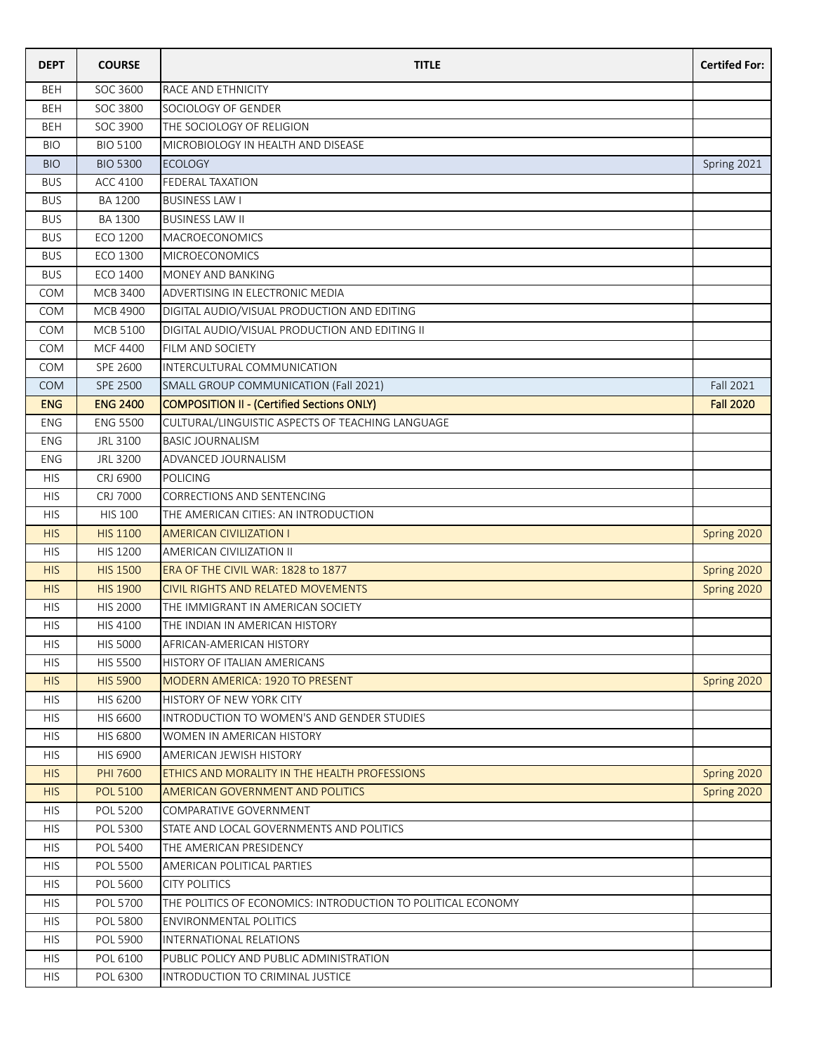| DEPT | COURSE | TITLE | Certifed For: |
|---|---|---|---|
| BEH | SOC 3600 | RACE AND ETHNICITY | |
| BEH | SOC 3800 | SOCIOLOGY OF GENDER | |
| BEH | SOC 3900 | THE SOCIOLOGY OF RELIGION | |
| BIO | BIO 5100 | MICROBIOLOGY IN HEALTH AND DISEASE | |
| BIO | BIO 5300 | ECOLOGY | Spring 2021 |
| BUS | ACC 4100 | FEDERAL TAXATION | |
| BUS | BA 1200 | BUSINESS LAW I | |
| BUS | BA 1300 | BUSINESS LAW II | |
| BUS | ECO 1200 | MACROECONOMICS | |
| BUS | ECO 1300 | MICROECONOMICS | |
| BUS | ECO 1400 | MONEY AND BANKING | |
| COM | MCB 3400 | ADVERTISING IN ELECTRONIC MEDIA | |
| COM | MCB 4900 | DIGITAL AUDIO/VISUAL PRODUCTION AND EDITING | |
| COM | MCB 5100 | DIGITAL AUDIO/VISUAL PRODUCTION AND EDITING II | |
| COM | MCF 4400 | FILM AND SOCIETY | |
| COM | SPE 2600 | INTERCULTURAL COMMUNICATION | |
| COM | SPE 2500 | SMALL GROUP COMMUNICATION (Fall 2021) | Fall 2021 |
| **ENG** | **ENG 2400** | **COMPOSITION II - (Certified Sections ONLY)** | **Fall 2020** |
| ENG | ENG 5500 | CULTURAL/LINGUISTIC ASPECTS OF TEACHING LANGUAGE | |
| ENG | JRL 3100 | BASIC JOURNALISM | |
| ENG | JRL 3200 | ADVANCED JOURNALISM | |
| HIS | CRJ 6900 | POLICING | |
| HIS | CRJ 7000 | CORRECTIONS AND SENTENCING | |
| HIS | HIS 100 | THE AMERICAN CITIES: AN INTRODUCTION | |
| HIS | HIS 1100 | AMERICAN CIVILIZATION I | Spring 2020 |
| HIS | HIS 1200 | AMERICAN CIVILIZATION II | |
| HIS | HIS 1500 | ERA OF THE CIVIL WAR: 1828 to 1877 | Spring 2020 |
| HIS | HIS 1900 | CIVIL RIGHTS AND RELATED MOVEMENTS | Spring 2020 |
| HIS | HIS 2000 | THE IMMIGRANT IN AMERICAN SOCIETY | |
| HIS | HIS 4100 | THE INDIAN IN AMERICAN HISTORY | |
| HIS | HIS 5000 | AFRICAN-AMERICAN HISTORY | |
| HIS | HIS 5500 | HISTORY OF ITALIAN AMERICANS | |
| HIS | HIS 5900 | MODERN AMERICA: 1920 TO PRESENT | Spring 2020 |
| HIS | HIS 6200 | HISTORY OF NEW YORK CITY | |
| HIS | HIS 6600 | INTRODUCTION TO WOMEN'S AND GENDER STUDIES | |
| HIS | HIS 6800 | WOMEN IN AMERICAN HISTORY | |
| HIS | HIS 6900 | AMERICAN JEWISH HISTORY | |
| HIS | PHI 7600 | ETHICS AND MORALITY IN THE HEALTH PROFESSIONS | Spring 2020 |
| HIS | POL 5100 | AMERICAN GOVERNMENT AND POLITICS | Spring 2020 |
| HIS | POL 5200 | COMPARATIVE GOVERNMENT | |
| HIS | POL 5300 | STATE AND LOCAL GOVERNMENTS AND POLITICS | |
| HIS | POL 5400 | THE AMERICAN PRESIDENCY | |
| HIS | POL 5500 | AMERICAN POLITICAL PARTIES | |
| HIS | POL 5600 | CITY POLITICS | |
| HIS | POL 5700 | THE POLITICS OF ECONOMICS: INTRODUCTION TO POLITICAL ECONOMY | |
| HIS | POL 5800 | ENVIRONMENTAL POLITICS | |
| HIS | POL 5900 | INTERNATIONAL RELATIONS | |
| HIS | POL 6100 | PUBLIC POLICY AND PUBLIC ADMINISTRATION | |
| HIS | POL 6300 | INTRODUCTION TO CRIMINAL JUSTICE | |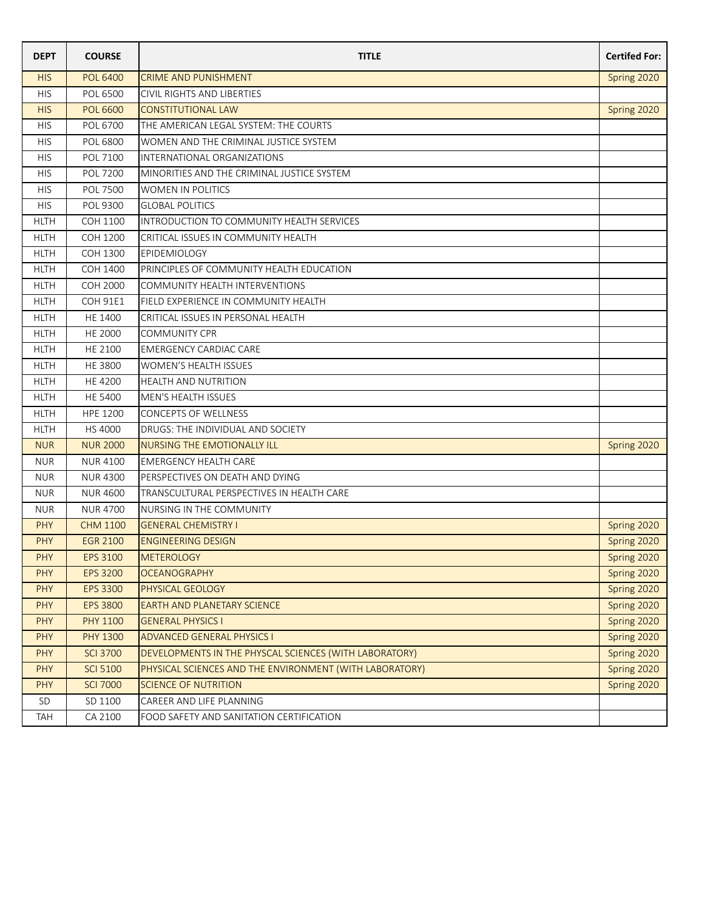| DEPT | COURSE | TITLE | Certifed For: |
|---|---|---|---|
| HIS | POL 6400 | CRIME AND PUNISHMENT | Spring 2020 |
| HIS | POL 6500 | CIVIL RIGHTS AND LIBERTIES | |
| HIS | POL 6600 | CONSTITUTIONAL LAW | Spring 2020 |
| HIS | POL 6700 | THE AMERICAN LEGAL SYSTEM: THE COURTS | |
| HIS | POL 6800 | WOMEN AND THE CRIMINAL JUSTICE SYSTEM | |
| HIS | POL 7100 | INTERNATIONAL ORGANIZATIONS | |
| HIS | POL 7200 | MINORITIES AND THE CRIMINAL JUSTICE SYSTEM | |
| HIS | POL 7500 | WOMEN IN POLITICS | |
| HIS | POL 9300 | GLOBAL POLITICS | |
| HLTH | COH 1100 | INTRODUCTION TO COMMUNITY HEALTH SERVICES | |
| HLTH | COH 1200 | CRITICAL ISSUES IN COMMUNITY HEALTH | |
| HLTH | COH 1300 | EPIDEMIOLOGY | |
| HLTH | COH 1400 | PRINCIPLES OF COMMUNITY HEALTH EDUCATION | |
| HLTH | COH 2000 | COMMUNITY HEALTH INTERVENTIONS | |
| HLTH | COH 91E1 | FIELD EXPERIENCE IN COMMUNITY HEALTH | |
| HLTH | HE 1400 | CRITICAL ISSUES IN PERSONAL HEALTH | |
| HLTH | HE 2000 | COMMUNITY CPR | |
| HLTH | HE 2100 | EMERGENCY CARDIAC CARE | |
| HLTH | HE 3800 | WOMEN'S HEALTH ISSUES | |
| HLTH | HE 4200 | HEALTH AND NUTRITION | |
| HLTH | HE 5400 | MEN'S HEALTH ISSUES | |
| HLTH | HPE 1200 | CONCEPTS OF WELLNESS | |
| HLTH | HS 4000 | DRUGS: THE INDIVIDUAL AND SOCIETY | |
| NUR | NUR 2000 | NURSING THE EMOTIONALLY ILL | Spring 2020 |
| NUR | NUR 4100 | EMERGENCY HEALTH CARE | |
| NUR | NUR 4300 | PERSPECTIVES ON DEATH AND DYING | |
| NUR | NUR 4600 | TRANSCULTURAL PERSPECTIVES IN HEALTH CARE | |
| NUR | NUR 4700 | NURSING IN THE COMMUNITY | |
| PHY | CHM 1100 | GENERAL CHEMISTRY I | Spring 2020 |
| PHY | EGR 2100 | ENGINEERING DESIGN | Spring 2020 |
| PHY | EPS 3100 | METEROLOGY | Spring 2020 |
| PHY | EPS 3200 | OCEANOGRAPHY | Spring 2020 |
| PHY | EPS 3300 | PHYSICAL GEOLOGY | Spring 2020 |
| PHY | EPS 3800 | EARTH AND PLANETARY SCIENCE | Spring 2020 |
| PHY | PHY 1100 | GENERAL PHYSICS I | Spring 2020 |
| PHY | PHY 1300 | ADVANCED GENERAL PHYSICS I | Spring 2020 |
| PHY | SCI 3700 | DEVELOPMENTS IN THE PHYSCAL SCIENCES (WITH LABORATORY) | Spring 2020 |
| PHY | SCI 5100 | PHYSICAL SCIENCES AND THE ENVIRONMENT (WITH LABORATORY) | Spring 2020 |
| PHY | SCI 7000 | SCIENCE OF NUTRITION | Spring 2020 |
| SD | SD 1100 | CAREER AND LIFE PLANNING | |
| TAH | CA 2100 | FOOD SAFETY AND SANITATION CERTIFICATION | |